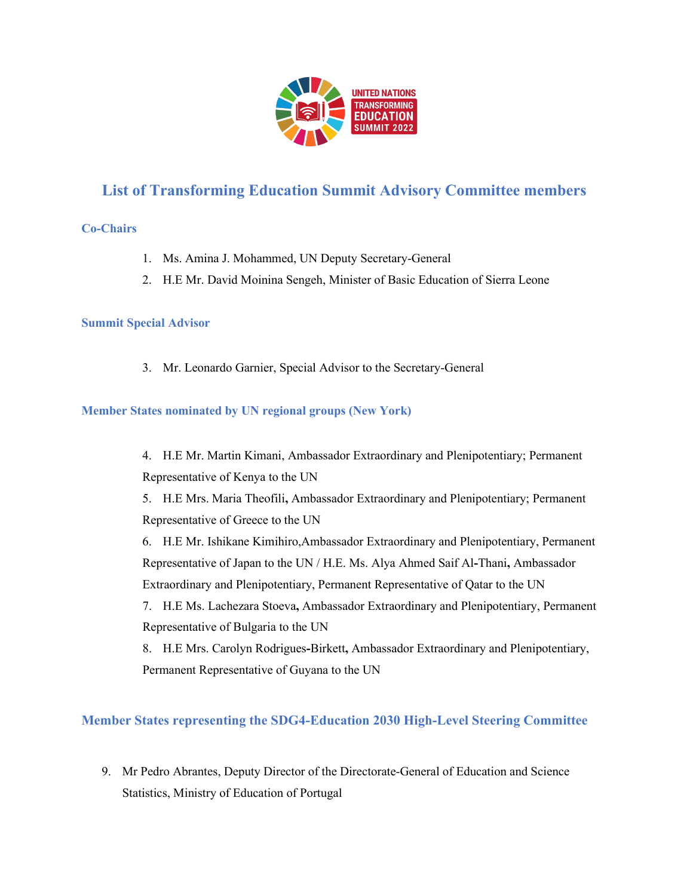# List of Transforming Education Summit Advisory Committee members

## Co-Chairs

1. Ms. Amina J. Mohammed, UN Deputy Secretary-General
2. H.E Mr. David Moinina Sengeh, Minister of Basic Education of Sierra Leone

## Summit Special Advisor

3. Mr. Leonardo Garnier, Special Advisor to the Secretary-General

## Member States nominated by UN regional groups (New York)

4. H.E Mr. Martin Kimani, Ambassador Extraordinary and Plenipotentiary; Permanent Representative of Kenya to the UN
5. H.E Mrs. Maria Theofili**,** Ambassador Extraordinary and Plenipotentiary; Permanent Representative of Greece to the UN
6. H.E Mr. Ishikane Kimihiro,Ambassador Extraordinary and Plenipotentiary, Permanent Representative of Japan to the UN / H.E. Ms. Alya Ahmed Saif Al-Thani**,** Ambassador Extraordinary and Plenipotentiary, Permanent Representative of Qatar to the UN
7. H.E Ms. Lachezara Stoeva**,** Ambassador Extraordinary and Plenipotentiary, Permanent Representative of Bulgaria to the UN
8. H.E Mrs. Carolyn Rodrigues**-**Birkett**,** Ambassador Extraordinary and Plenipotentiary, Permanent Representative of Guyana to the UN

## Member States representing the SDG4-Education 2030 High-Level Steering Committee

9. Mr Pedro Abrantes, Deputy Director of the Directorate-General of Education and Science Statistics, Ministry of Education of Portugal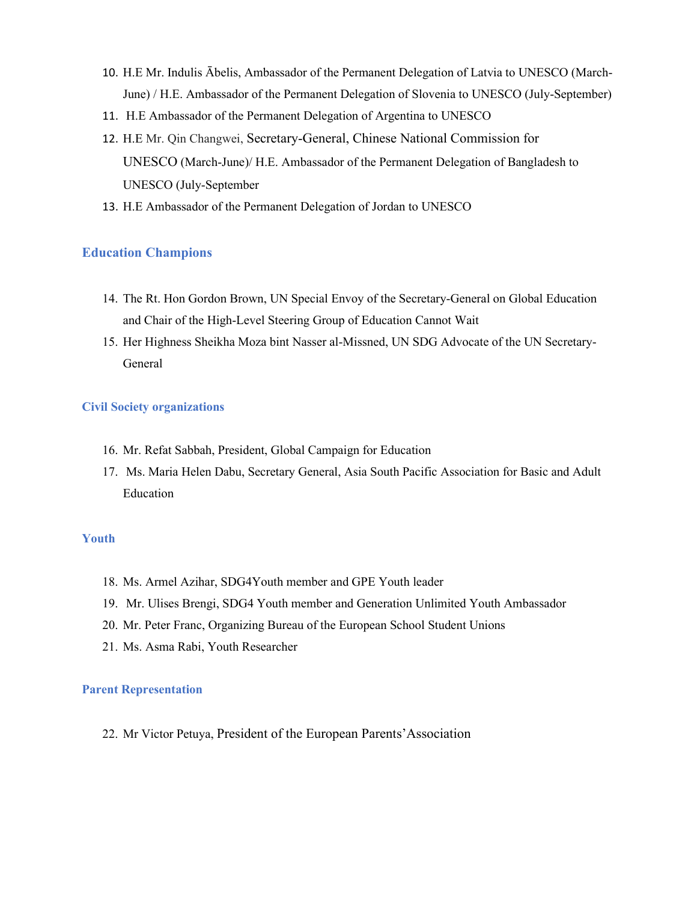10. H.E Mr. Indulis Ābelis, Ambassador of the Permanent Delegation of Latvia to UNESCO (March-June) / H.E. Ambassador of the Permanent Delegation of Slovenia to UNESCO (July-September)
11. H.E Ambassador of the Permanent Delegation of Argentina to UNESCO
12. H.E Mr. Qin Changwei, Secretary-General, Chinese National Commission for UNESCO (March-June)/ H.E. Ambassador of the Permanent Delegation of Bangladesh to UNESCO (July-September
13. H.E Ambassador of the Permanent Delegation of Jordan to UNESCO

## Education Champions

14. The Rt. Hon Gordon Brown, UN Special Envoy of the Secretary-General on Global Education and Chair of the High-Level Steering Group of Education Cannot Wait
15. Her Highness Sheikha Moza bint Nasser al-Missned, UN SDG Advocate of the UN Secretary-General

### Civil Society organizations

16. Mr. Refat Sabbah, President, Global Campaign for Education
17. Ms. Maria Helen Dabu, Secretary General, Asia South Pacific Association for Basic and Adult Education

### Youth

18. Ms. Armel Azihar, SDG4Youth member and GPE Youth leader
19. Mr. Ulises Brengi, SDG4 Youth member and Generation Unlimited Youth Ambassador
20. Mr. Peter Franc, Organizing Bureau of the European School Student Unions
21. Ms. Asma Rabi, Youth Researcher

### Parent Representation

22. Mr Victor Petuya, President of the European Parents' Association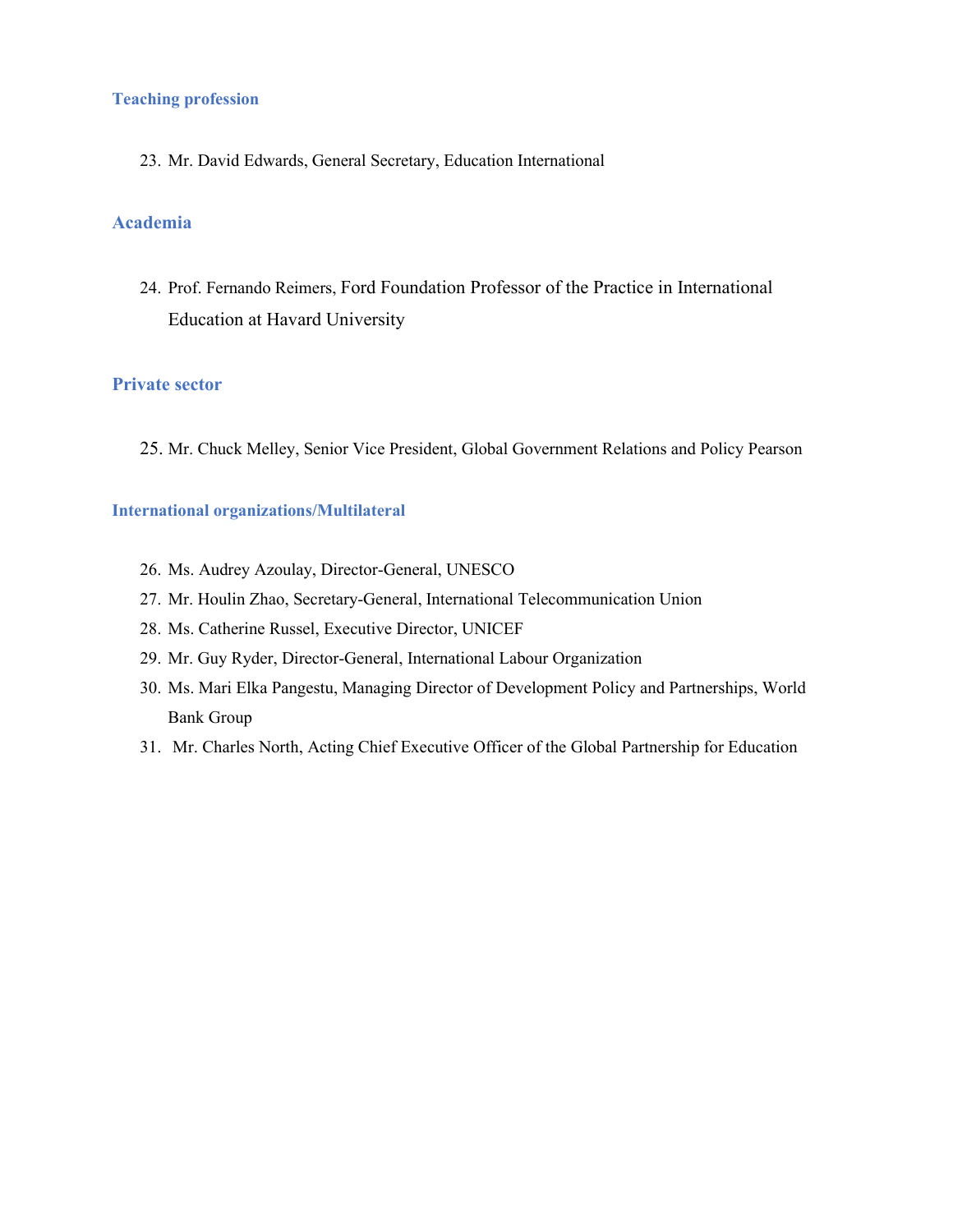### Teaching profession

23. Mr. David Edwards, General Secretary, Education International

### Academia

24. Prof. Fernando Reimers, Ford Foundation Professor of the Practice in International Education at Havard University

### Private sector

25. Mr. Chuck Melley, Senior Vice President, Global Government Relations and Policy Pearson

### International organizations/Multilateral

26. Ms. Audrey Azoulay, Director-General, UNESCO
27. Mr. Houlin Zhao, Secretary-General, International Telecommunication Union
28. Ms. Catherine Russel, Executive Director, UNICEF
29. Mr. Guy Ryder, Director-General, International Labour Organization
30. Ms. Mari Elka Pangestu, Managing Director of Development Policy and Partnerships, World Bank Group
31. Mr. Charles North, Acting Chief Executive Officer of the Global Partnership for Education